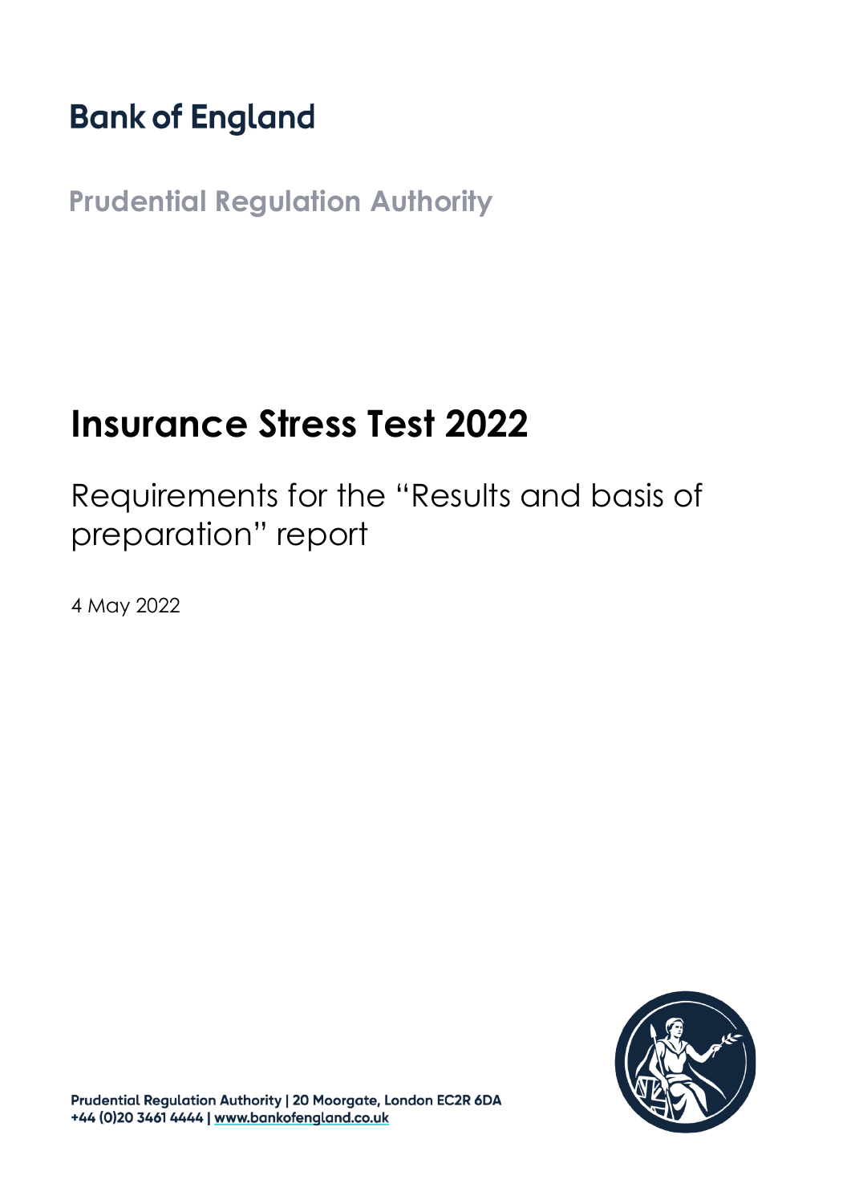# Bank of England

**Prudential Regulation Authority**

# Insurance Stress Test 2022

## Requirements for the "Results and basis of preparation" report

4 May 2022

Prudential Regulation Authority | 20 Moorgate, London EC2R 6DA
+44 (0)20 3461 4444 | www.bankofengland.co.uk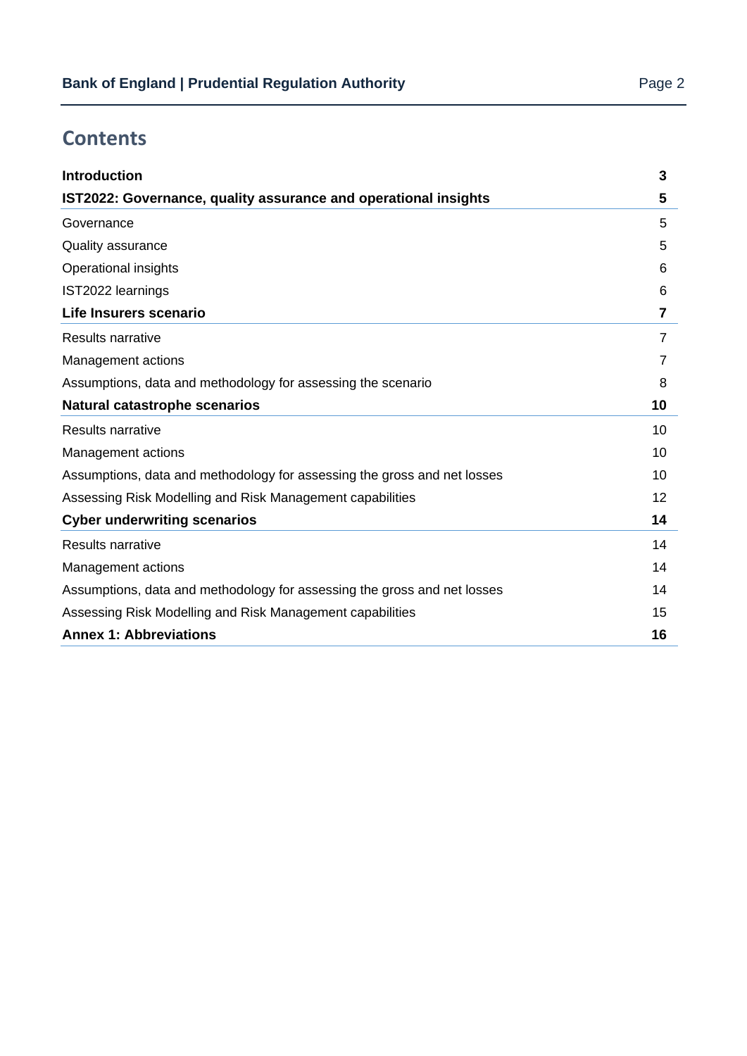## Contents

| | |
|---|---|
| **Introduction** | **3** |
| **IST2022: Governance, quality assurance and operational insights** | **5** |
| Governance | 5 |
| Quality assurance | 5 |
| Operational insights | 6 |
| IST2022 learnings | 6 |
| **Life Insurers scenario** | **7** |
| Results narrative | 7 |
| Management actions | 7 |
| Assumptions, data and methodology for assessing the scenario | 8 |
| **Natural catastrophe scenarios** | **10** |
| Results narrative | 10 |
| Management actions | 10 |
| Assumptions, data and methodology for assessing the gross and net losses | 10 |
| Assessing Risk Modelling and Risk Management capabilities | 12 |
| **Cyber underwriting scenarios** | **14** |
| Results narrative | 14 |
| Management actions | 14 |
| Assumptions, data and methodology for assessing the gross and net losses | 14 |
| Assessing Risk Modelling and Risk Management capabilities | 15 |
| **Annex 1: Abbreviations** | **16** |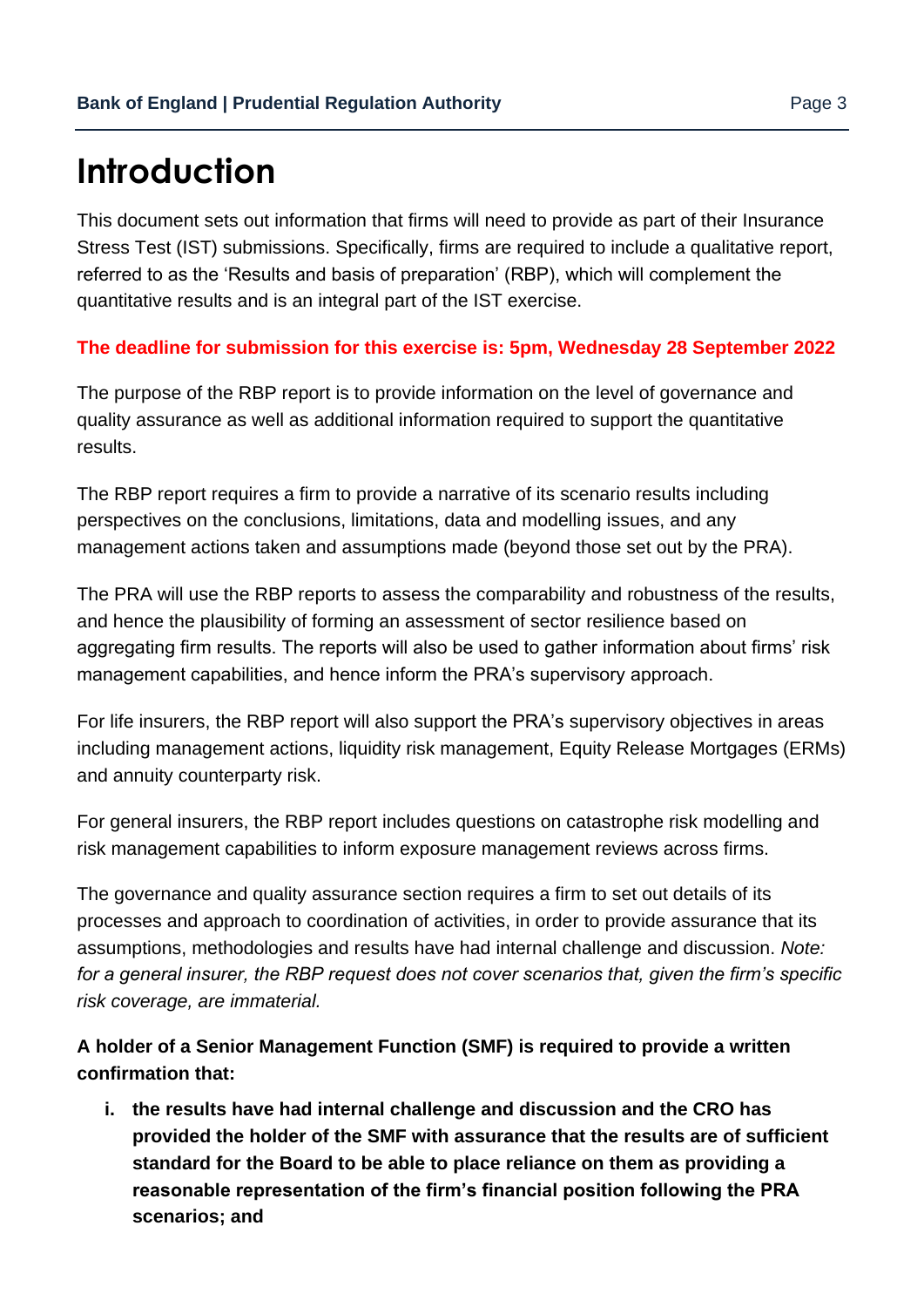# Introduction

This document sets out information that firms will need to provide as part of their Insurance Stress Test (IST) submissions. Specifically, firms are required to include a qualitative report, referred to as the 'Results and basis of preparation' (RBP), which will complement the quantitative results and is an integral part of the IST exercise.

**The deadline for submission for this exercise is: 5pm, Wednesday 28 September 2022**

The purpose of the RBP report is to provide information on the level of governance and quality assurance as well as additional information required to support the quantitative results.

The RBP report requires a firm to provide a narrative of its scenario results including perspectives on the conclusions, limitations, data and modelling issues, and any management actions taken and assumptions made (beyond those set out by the PRA).

The PRA will use the RBP reports to assess the comparability and robustness of the results, and hence the plausibility of forming an assessment of sector resilience based on aggregating firm results. The reports will also be used to gather information about firms' risk management capabilities, and hence inform the PRA's supervisory approach.

For life insurers, the RBP report will also support the PRA's supervisory objectives in areas including management actions, liquidity risk management, Equity Release Mortgages (ERMs) and annuity counterparty risk.

For general insurers, the RBP report includes questions on catastrophe risk modelling and risk management capabilities to inform exposure management reviews across firms.

The governance and quality assurance section requires a firm to set out details of its processes and approach to coordination of activities, in order to provide assurance that its assumptions, methodologies and results have had internal challenge and discussion. *Note: for a general insurer, the RBP request does not cover scenarios that, given the firm's specific risk coverage, are immaterial.*

**A holder of a Senior Management Function (SMF) is required to provide a written confirmation that:**

i. **the results have had internal challenge and discussion and the CRO has provided the holder of the SMF with assurance that the results are of sufficient standard for the Board to be able to place reliance on them as providing a reasonable representation of the firm's financial position following the PRA scenarios; and**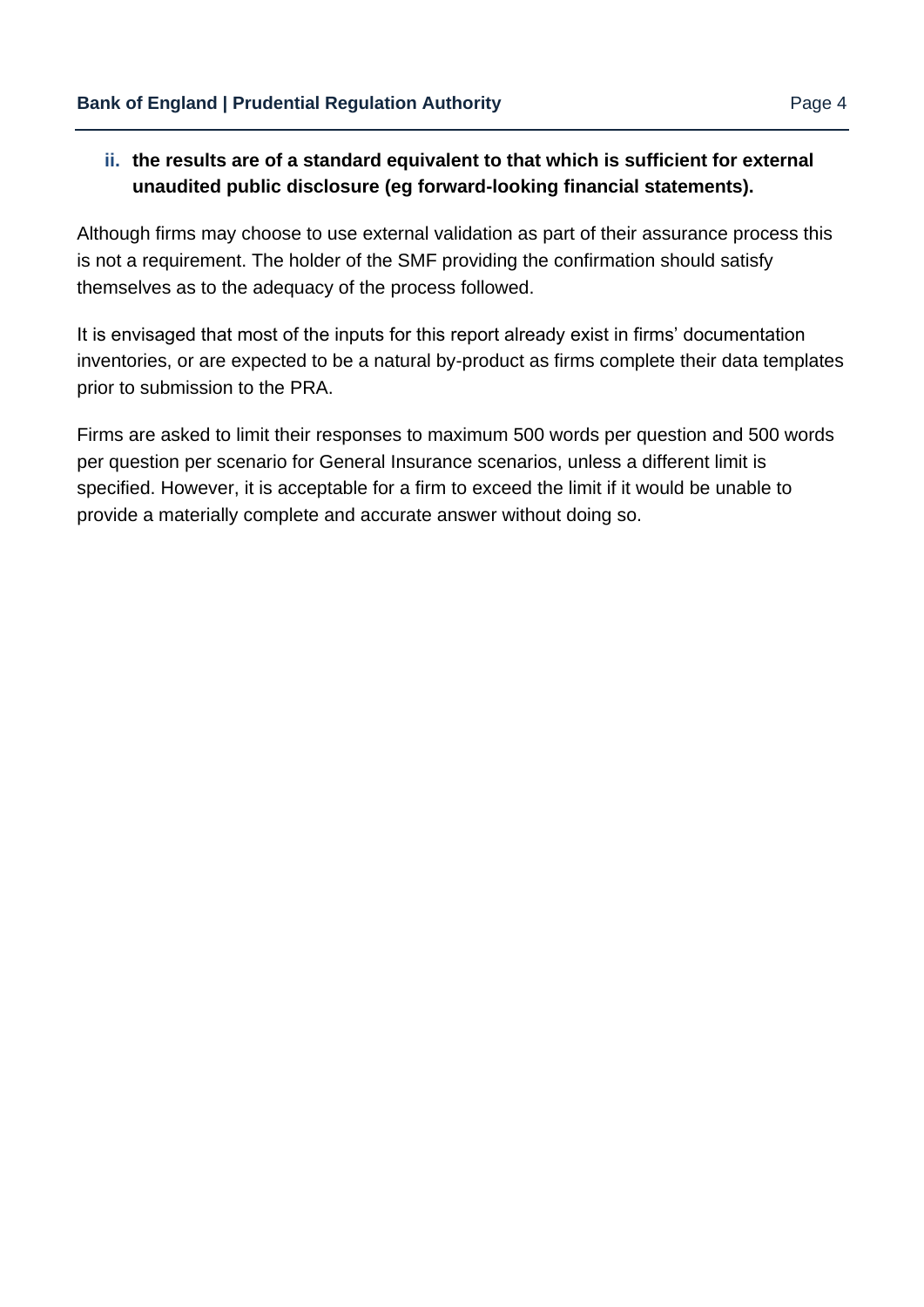ii. **the results are of a standard equivalent to that which is sufficient for external unaudited public disclosure (eg forward-looking financial statements).**

Although firms may choose to use external validation as part of their assurance process this is not a requirement. The holder of the SMF providing the confirmation should satisfy themselves as to the adequacy of the process followed.

It is envisaged that most of the inputs for this report already exist in firms' documentation inventories, or are expected to be a natural by-product as firms complete their data templates prior to submission to the PRA.

Firms are asked to limit their responses to maximum 500 words per question and 500 words per question per scenario for General Insurance scenarios, unless a different limit is specified. However, it is acceptable for a firm to exceed the limit if it would be unable to provide a materially complete and accurate answer without doing so.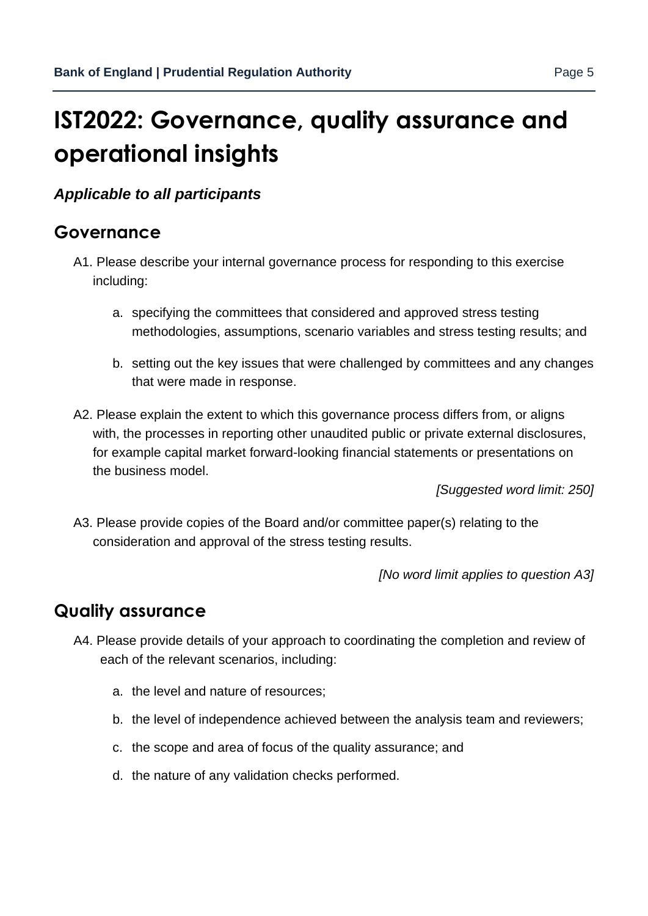# IST2022: Governance, quality assurance and operational insights

***Applicable to all participants***

## Governance

A1. Please describe your internal governance process for responding to this exercise including:

a. specifying the committees that considered and approved stress testing methodologies, assumptions, scenario variables and stress testing results; and

b. setting out the key issues that were challenged by committees and any changes that were made in response.

A2. Please explain the extent to which this governance process differs from, or aligns with, the processes in reporting other unaudited public or private external disclosures, for example capital market forward-looking financial statements or presentations on the business model.

*[Suggested word limit: 250]*

A3. Please provide copies of the Board and/or committee paper(s) relating to the consideration and approval of the stress testing results.

*[No word limit applies to question A3]*

## Quality assurance

A4. Please provide details of your approach to coordinating the completion and review of each of the relevant scenarios, including:

a. the level and nature of resources;

b. the level of independence achieved between the analysis team and reviewers;

c. the scope and area of focus of the quality assurance; and

d. the nature of any validation checks performed.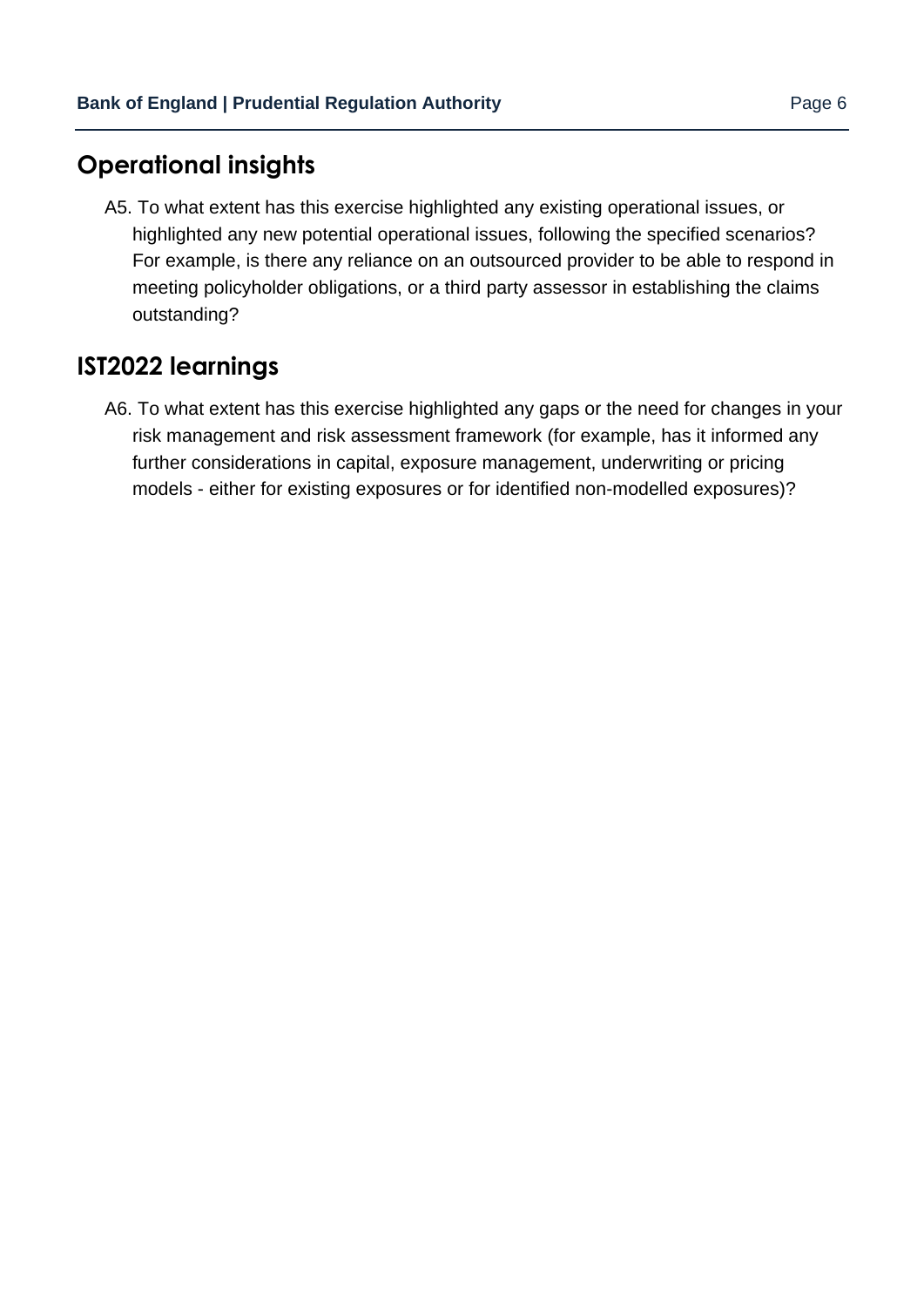## Operational insights

A5. To what extent has this exercise highlighted any existing operational issues, or highlighted any new potential operational issues, following the specified scenarios? For example, is there any reliance on an outsourced provider to be able to respond in meeting policyholder obligations, or a third party assessor in establishing the claims outstanding?

## IST2022 learnings

A6. To what extent has this exercise highlighted any gaps or the need for changes in your risk management and risk assessment framework (for example, has it informed any further considerations in capital, exposure management, underwriting or pricing models - either for existing exposures or for identified non-modelled exposures)?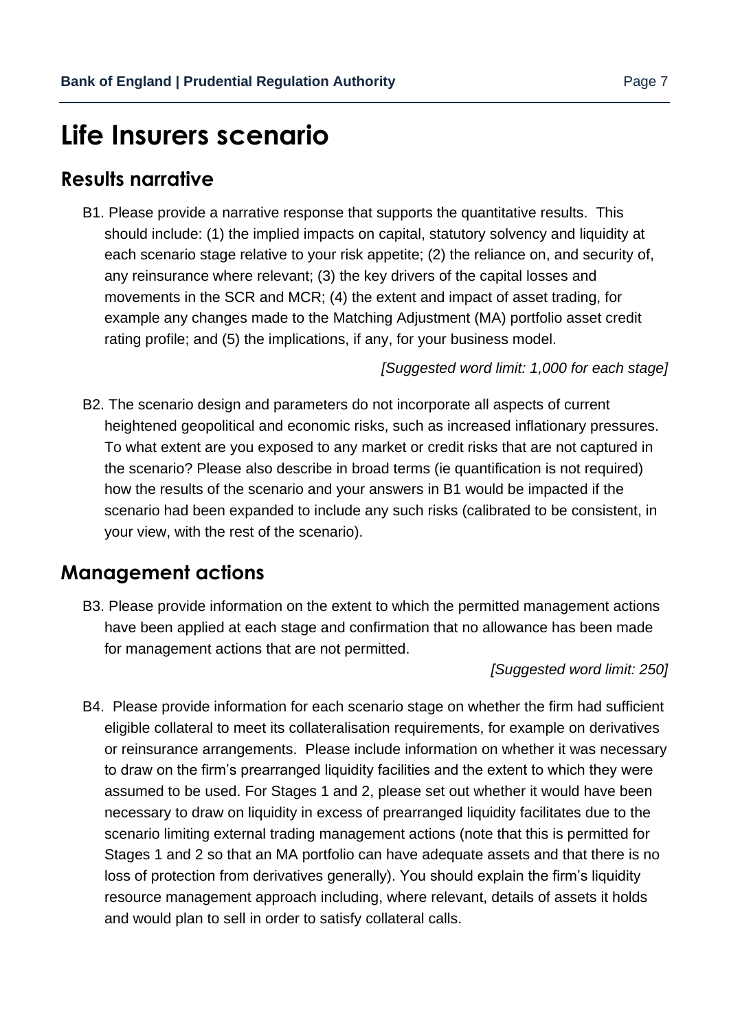# Life Insurers scenario

## Results narrative

B1. Please provide a narrative response that supports the quantitative results. This should include: (1) the implied impacts on capital, statutory solvency and liquidity at each scenario stage relative to your risk appetite; (2) the reliance on, and security of, any reinsurance where relevant; (3) the key drivers of the capital losses and movements in the SCR and MCR; (4) the extent and impact of asset trading, for example any changes made to the Matching Adjustment (MA) portfolio asset credit rating profile; and (5) the implications, if any, for your business model.

*[Suggested word limit: 1,000 for each stage]*

B2. The scenario design and parameters do not incorporate all aspects of current heightened geopolitical and economic risks, such as increased inflationary pressures. To what extent are you exposed to any market or credit risks that are not captured in the scenario? Please also describe in broad terms (ie quantification is not required) how the results of the scenario and your answers in B1 would be impacted if the scenario had been expanded to include any such risks (calibrated to be consistent, in your view, with the rest of the scenario).

## Management actions

B3. Please provide information on the extent to which the permitted management actions have been applied at each stage and confirmation that no allowance has been made for management actions that are not permitted.

*[Suggested word limit: 250]*

B4. Please provide information for each scenario stage on whether the firm had sufficient eligible collateral to meet its collateralisation requirements, for example on derivatives or reinsurance arrangements. Please include information on whether it was necessary to draw on the firm's prearranged liquidity facilities and the extent to which they were assumed to be used. For Stages 1 and 2, please set out whether it would have been necessary to draw on liquidity in excess of prearranged liquidity facilitates due to the scenario limiting external trading management actions (note that this is permitted for Stages 1 and 2 so that an MA portfolio can have adequate assets and that there is no loss of protection from derivatives generally). You should explain the firm's liquidity resource management approach including, where relevant, details of assets it holds and would plan to sell in order to satisfy collateral calls.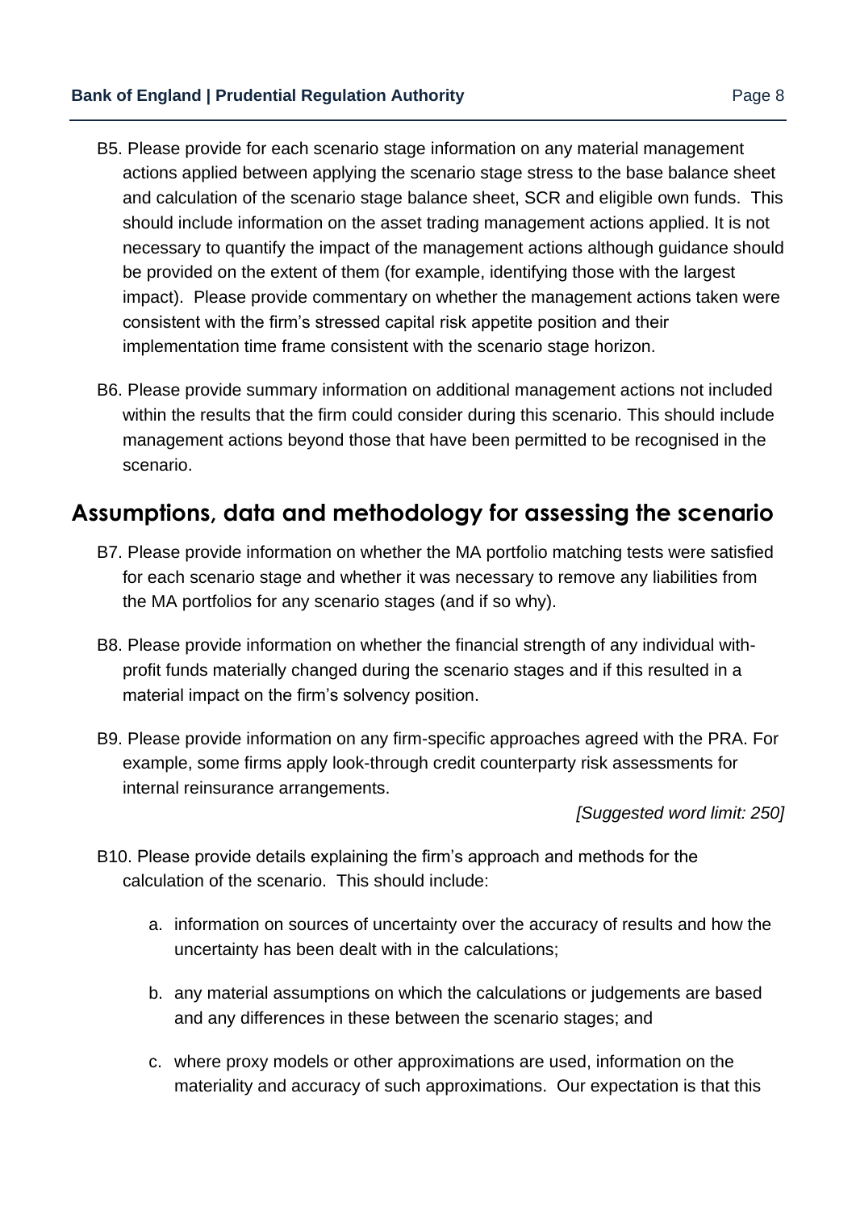B5. Please provide for each scenario stage information on any material management actions applied between applying the scenario stage stress to the base balance sheet and calculation of the scenario stage balance sheet, SCR and eligible own funds. This should include information on the asset trading management actions applied. It is not necessary to quantify the impact of the management actions although guidance should be provided on the extent of them (for example, identifying those with the largest impact). Please provide commentary on whether the management actions taken were consistent with the firm's stressed capital risk appetite position and their implementation time frame consistent with the scenario stage horizon.

B6. Please provide summary information on additional management actions not included within the results that the firm could consider during this scenario. This should include management actions beyond those that have been permitted to be recognised in the scenario.

## Assumptions, data and methodology for assessing the scenario

B7. Please provide information on whether the MA portfolio matching tests were satisfied for each scenario stage and whether it was necessary to remove any liabilities from the MA portfolios for any scenario stages (and if so why).

B8. Please provide information on whether the financial strength of any individual with-profit funds materially changed during the scenario stages and if this resulted in a material impact on the firm's solvency position.

B9. Please provide information on any firm-specific approaches agreed with the PRA. For example, some firms apply look-through credit counterparty risk assessments for internal reinsurance arrangements.

*[Suggested word limit: 250]*

B10. Please provide details explaining the firm's approach and methods for the calculation of the scenario. This should include:

a. information on sources of uncertainty over the accuracy of results and how the uncertainty has been dealt with in the calculations;

b. any material assumptions on which the calculations or judgements are based and any differences in these between the scenario stages; and

c. where proxy models or other approximations are used, information on the materiality and accuracy of such approximations. Our expectation is that this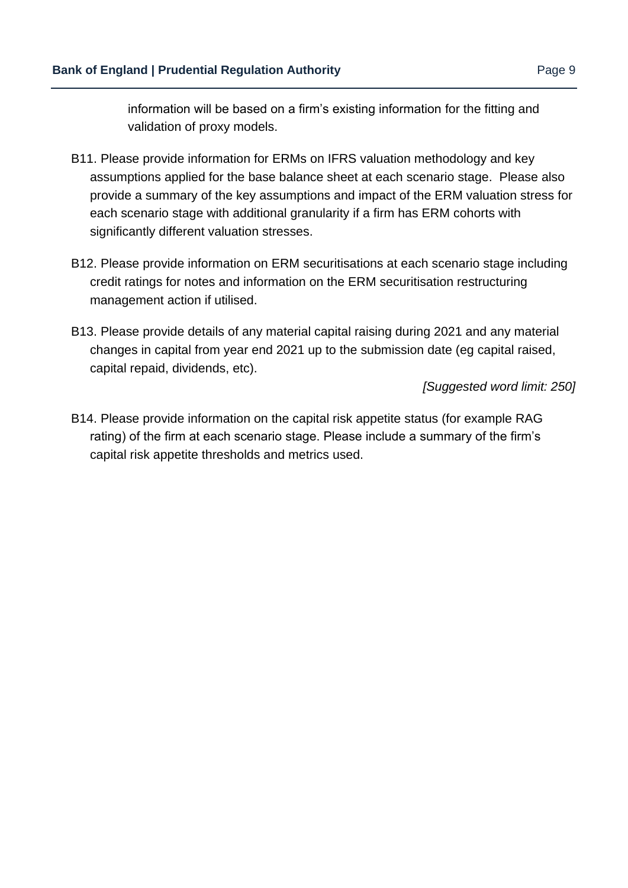information will be based on a firm's existing information for the fitting and validation of proxy models.

B11. Please provide information for ERMs on IFRS valuation methodology and key assumptions applied for the base balance sheet at each scenario stage. Please also provide a summary of the key assumptions and impact of the ERM valuation stress for each scenario stage with additional granularity if a firm has ERM cohorts with significantly different valuation stresses.

B12. Please provide information on ERM securitisations at each scenario stage including credit ratings for notes and information on the ERM securitisation restructuring management action if utilised.

B13. Please provide details of any material capital raising during 2021 and any material changes in capital from year end 2021 up to the submission date (eg capital raised, capital repaid, dividends, etc).

*[Suggested word limit: 250]*

B14. Please provide information on the capital risk appetite status (for example RAG rating) of the firm at each scenario stage. Please include a summary of the firm's capital risk appetite thresholds and metrics used.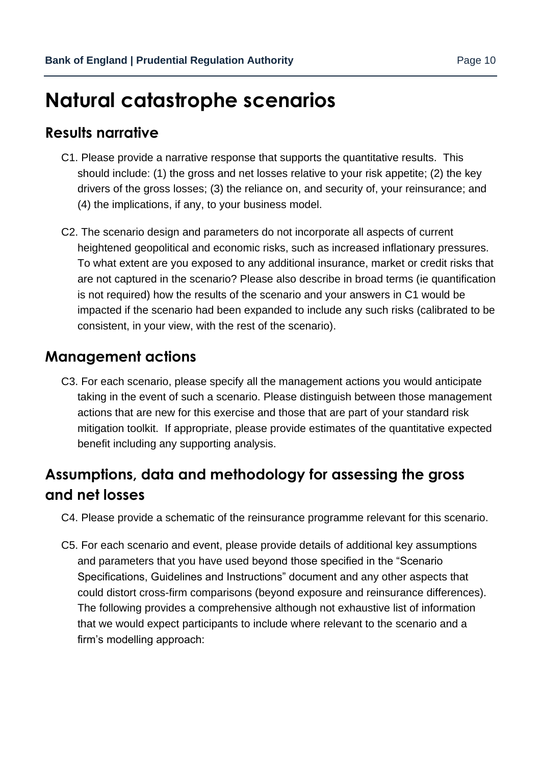# Natural catastrophe scenarios

## Results narrative

C1. Please provide a narrative response that supports the quantitative results. This should include: (1) the gross and net losses relative to your risk appetite; (2) the key drivers of the gross losses; (3) the reliance on, and security of, your reinsurance; and (4) the implications, if any, to your business model.

C2. The scenario design and parameters do not incorporate all aspects of current heightened geopolitical and economic risks, such as increased inflationary pressures. To what extent are you exposed to any additional insurance, market or credit risks that are not captured in the scenario? Please also describe in broad terms (ie quantification is not required) how the results of the scenario and your answers in C1 would be impacted if the scenario had been expanded to include any such risks (calibrated to be consistent, in your view, with the rest of the scenario).

## Management actions

C3. For each scenario, please specify all the management actions you would anticipate taking in the event of such a scenario. Please distinguish between those management actions that are new for this exercise and those that are part of your standard risk mitigation toolkit. If appropriate, please provide estimates of the quantitative expected benefit including any supporting analysis.

## Assumptions, data and methodology for assessing the gross and net losses

C4. Please provide a schematic of the reinsurance programme relevant for this scenario.

C5. For each scenario and event, please provide details of additional key assumptions and parameters that you have used beyond those specified in the "Scenario Specifications, Guidelines and Instructions" document and any other aspects that could distort cross-firm comparisons (beyond exposure and reinsurance differences). The following provides a comprehensive although not exhaustive list of information that we would expect participants to include where relevant to the scenario and a firm's modelling approach: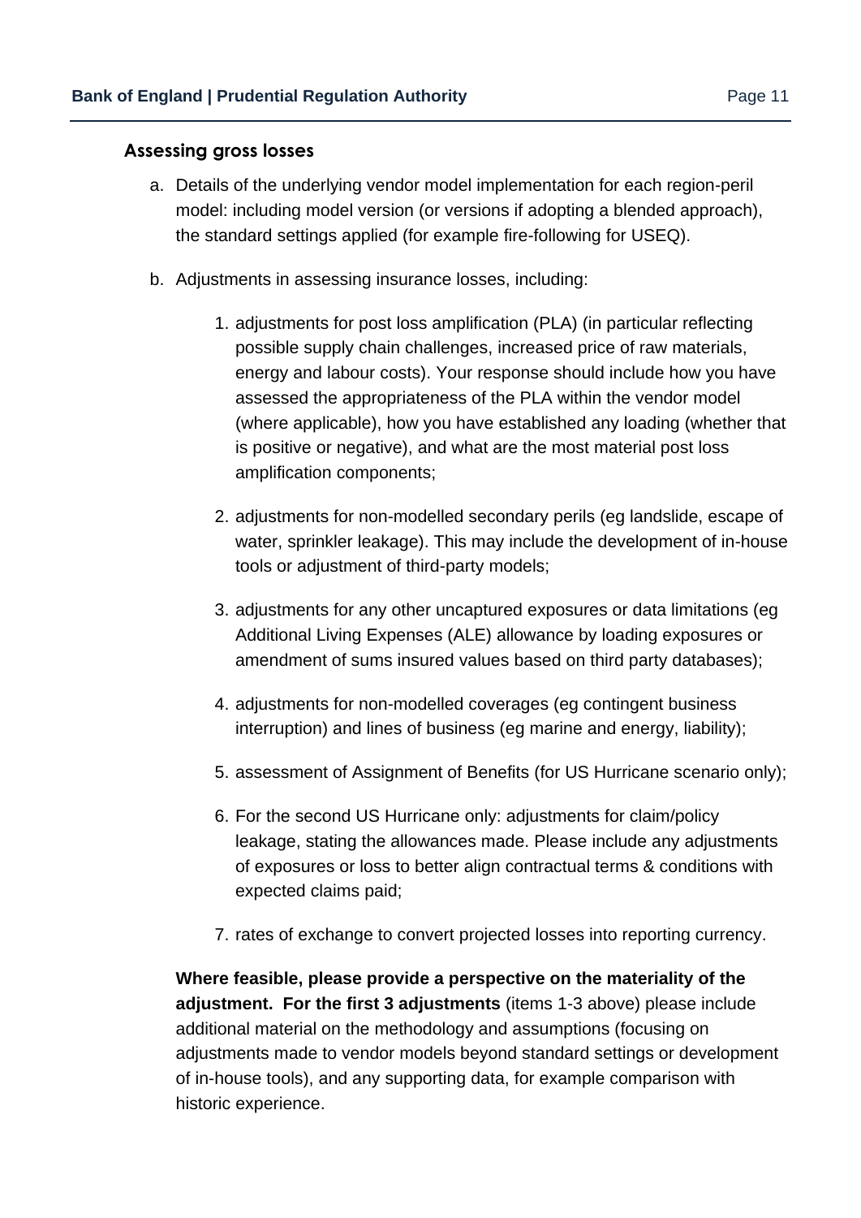### Assessing gross losses

a. Details of the underlying vendor model implementation for each region-peril model: including model version (or versions if adopting a blended approach), the standard settings applied (for example fire-following for USEQ).

b. Adjustments in assessing insurance losses, including:

   1. adjustments for post loss amplification (PLA) (in particular reflecting possible supply chain challenges, increased price of raw materials, energy and labour costs). Your response should include how you have assessed the appropriateness of the PLA within the vendor model (where applicable), how you have established any loading (whether that is positive or negative), and what are the most material post loss amplification components;

   2. adjustments for non-modelled secondary perils (eg landslide, escape of water, sprinkler leakage). This may include the development of in-house tools or adjustment of third-party models;

   3. adjustments for any other uncaptured exposures or data limitations (eg Additional Living Expenses (ALE) allowance by loading exposures or amendment of sums insured values based on third party databases);

   4. adjustments for non-modelled coverages (eg contingent business interruption) and lines of business (eg marine and energy, liability);

   5. assessment of Assignment of Benefits (for US Hurricane scenario only);

   6. For the second US Hurricane only: adjustments for claim/policy leakage, stating the allowances made. Please include any adjustments of exposures or loss to better align contractual terms & conditions with expected claims paid;

   7. rates of exchange to convert projected losses into reporting currency.

   **Where feasible, please provide a perspective on the materiality of the adjustment. For the first 3 adjustments** (items 1-3 above) please include additional material on the methodology and assumptions (focusing on adjustments made to vendor models beyond standard settings or development of in-house tools), and any supporting data, for example comparison with historic experience.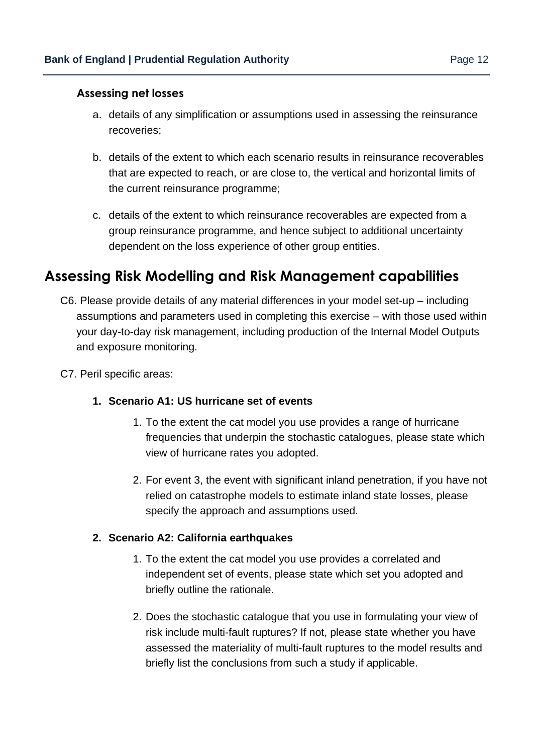### Assessing net losses

a. details of any simplification or assumptions used in assessing the reinsurance recoveries;

b. details of the extent to which each scenario results in reinsurance recoverables that are expected to reach, or are close to, the vertical and horizontal limits of the current reinsurance programme;

c. details of the extent to which reinsurance recoverables are expected from a group reinsurance programme, and hence subject to additional uncertainty dependent on the loss experience of other group entities.

## Assessing Risk Modelling and Risk Management capabilities

C6. Please provide details of any material differences in your model set-up – including assumptions and parameters used in completing this exercise – with those used within your day-to-day risk management, including production of the Internal Model Outputs and exposure monitoring.

C7. Peril specific areas:

1. **Scenario A1: US hurricane set of events**
    1. To the extent the cat model you use provides a range of hurricane frequencies that underpin the stochastic catalogues, please state which view of hurricane rates you adopted.
    2. For event 3, the event with significant inland penetration, if you have not relied on catastrophe models to estimate inland state losses, please specify the approach and assumptions used.
2. **Scenario A2: California earthquakes**
    1. To the extent the cat model you use provides a correlated and independent set of events, please state which set you adopted and briefly outline the rationale.
    2. Does the stochastic catalogue that you use in formulating your view of risk include multi-fault ruptures? If not, please state whether you have assessed the materiality of multi-fault ruptures to the model results and briefly list the conclusions from such a study if applicable.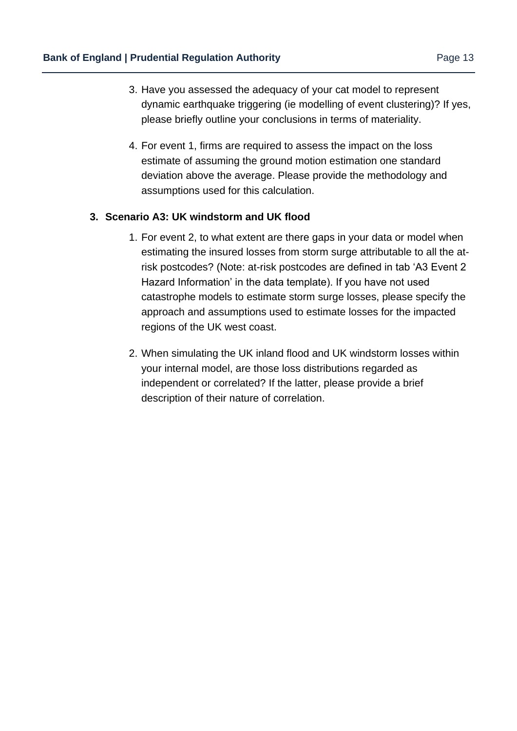3. Have you assessed the adequacy of your cat model to represent dynamic earthquake triggering (ie modelling of event clustering)? If yes, please briefly outline your conclusions in terms of materiality.

4. For event 1, firms are required to assess the impact on the loss estimate of assuming the ground motion estimation one standard deviation above the average. Please provide the methodology and assumptions used for this calculation.

### 3. Scenario A3: UK windstorm and UK flood

1. For event 2, to what extent are there gaps in your data or model when estimating the insured losses from storm surge attributable to all the at-risk postcodes? (Note: at-risk postcodes are defined in tab 'A3 Event 2 Hazard Information' in the data template). If you have not used catastrophe models to estimate storm surge losses, please specify the approach and assumptions used to estimate losses for the impacted regions of the UK west coast.

2. When simulating the UK inland flood and UK windstorm losses within your internal model, are those loss distributions regarded as independent or correlated? If the latter, please provide a brief description of their nature of correlation.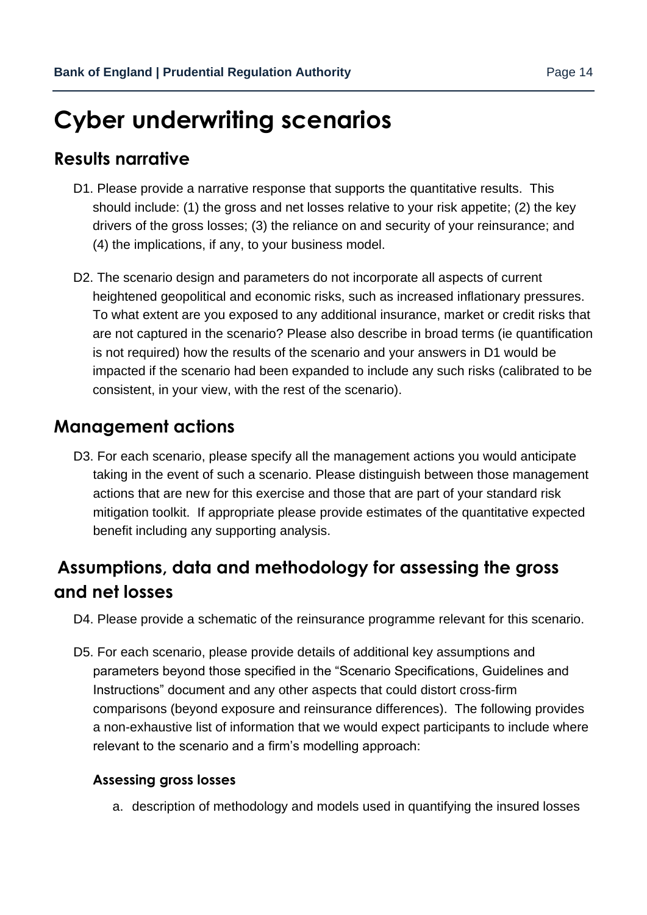# Cyber underwriting scenarios

## Results narrative

D1. Please provide a narrative response that supports the quantitative results. This should include: (1) the gross and net losses relative to your risk appetite; (2) the key drivers of the gross losses; (3) the reliance on and security of your reinsurance; and (4) the implications, if any, to your business model.

D2. The scenario design and parameters do not incorporate all aspects of current heightened geopolitical and economic risks, such as increased inflationary pressures. To what extent are you exposed to any additional insurance, market or credit risks that are not captured in the scenario? Please also describe in broad terms (ie quantification is not required) how the results of the scenario and your answers in D1 would be impacted if the scenario had been expanded to include any such risks (calibrated to be consistent, in your view, with the rest of the scenario).

## Management actions

D3. For each scenario, please specify all the management actions you would anticipate taking in the event of such a scenario. Please distinguish between those management actions that are new for this exercise and those that are part of your standard risk mitigation toolkit. If appropriate please provide estimates of the quantitative expected benefit including any supporting analysis.

## Assumptions, data and methodology for assessing the gross and net losses

D4. Please provide a schematic of the reinsurance programme relevant for this scenario.

D5. For each scenario, please provide details of additional key assumptions and parameters beyond those specified in the "Scenario Specifications, Guidelines and Instructions" document and any other aspects that could distort cross-firm comparisons (beyond exposure and reinsurance differences). The following provides a non-exhaustive list of information that we would expect participants to include where relevant to the scenario and a firm's modelling approach:

### Assessing gross losses

a. description of methodology and models used in quantifying the insured losses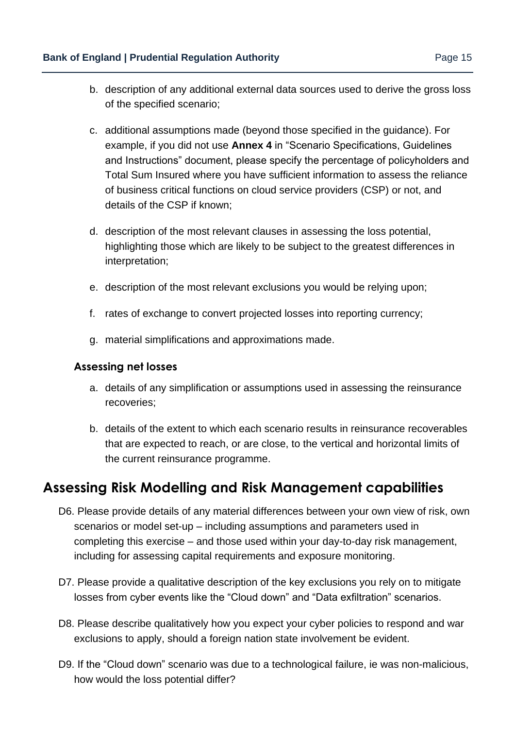b. description of any additional external data sources used to derive the gross loss of the specified scenario;

c. additional assumptions made (beyond those specified in the guidance). For example, if you did not use **Annex 4** in "Scenario Specifications, Guidelines and Instructions" document, please specify the percentage of policyholders and Total Sum Insured where you have sufficient information to assess the reliance of business critical functions on cloud service providers (CSP) or not, and details of the CSP if known;

d. description of the most relevant clauses in assessing the loss potential, highlighting those which are likely to be subject to the greatest differences in interpretation;

e. description of the most relevant exclusions you would be relying upon;

f. rates of exchange to convert projected losses into reporting currency;

g. material simplifications and approximations made.

### Assessing net losses

a. details of any simplification or assumptions used in assessing the reinsurance recoveries;

b. details of the extent to which each scenario results in reinsurance recoverables that are expected to reach, or are close, to the vertical and horizontal limits of the current reinsurance programme.

## Assessing Risk Modelling and Risk Management capabilities

D6. Please provide details of any material differences between your own view of risk, own scenarios or model set-up – including assumptions and parameters used in completing this exercise – and those used within your day-to-day risk management, including for assessing capital requirements and exposure monitoring.

D7. Please provide a qualitative description of the key exclusions you rely on to mitigate losses from cyber events like the "Cloud down" and "Data exfiltration" scenarios.

D8. Please describe qualitatively how you expect your cyber policies to respond and war exclusions to apply, should a foreign nation state involvement be evident.

D9. If the "Cloud down" scenario was due to a technological failure, ie was non-malicious, how would the loss potential differ?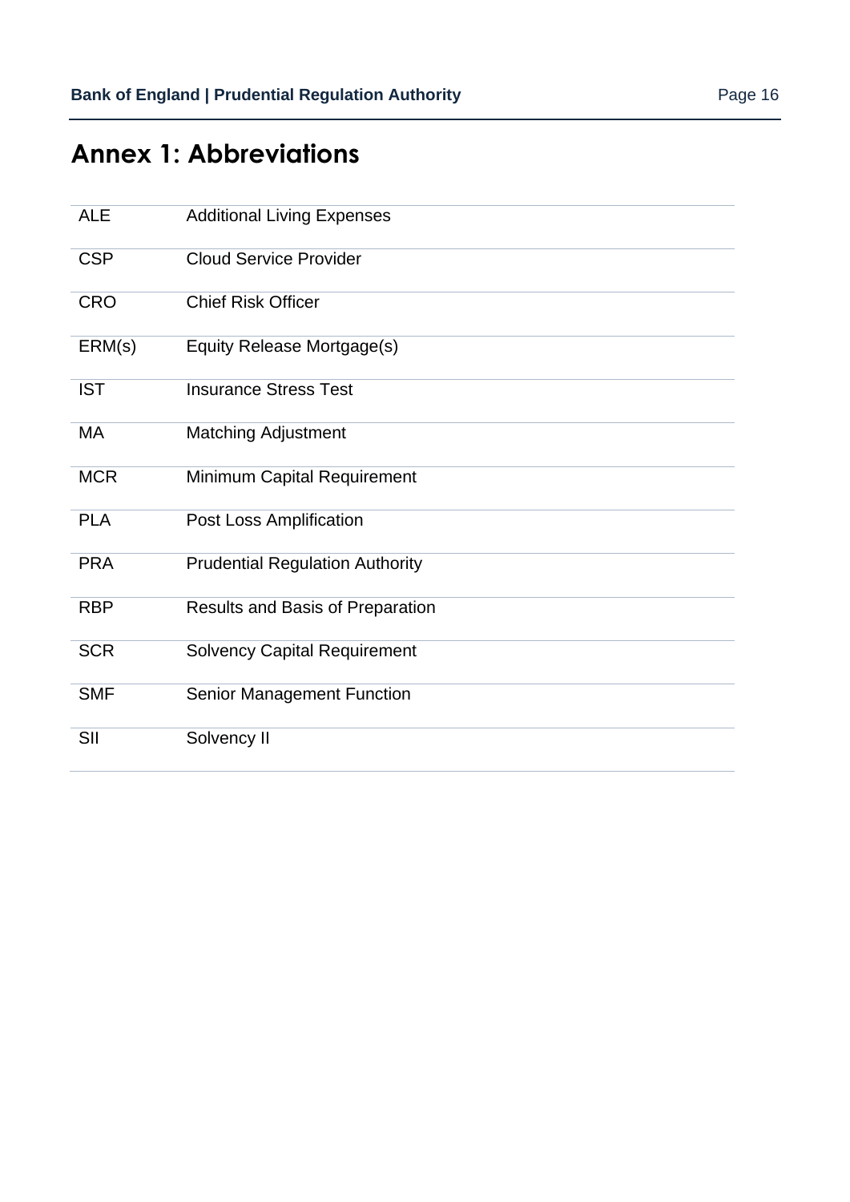# Annex 1: Abbreviations

| | |
|---|---|
| ALE | Additional Living Expenses |
| CSP | Cloud Service Provider |
| CRO | Chief Risk Officer |
| ERM(s) | Equity Release Mortgage(s) |
| IST | Insurance Stress Test |
| MA | Matching Adjustment |
| MCR | Minimum Capital Requirement |
| PLA | Post Loss Amplification |
| PRA | Prudential Regulation Authority |
| RBP | Results and Basis of Preparation |
| SCR | Solvency Capital Requirement |
| SMF | Senior Management Function |
| SII | Solvency II |